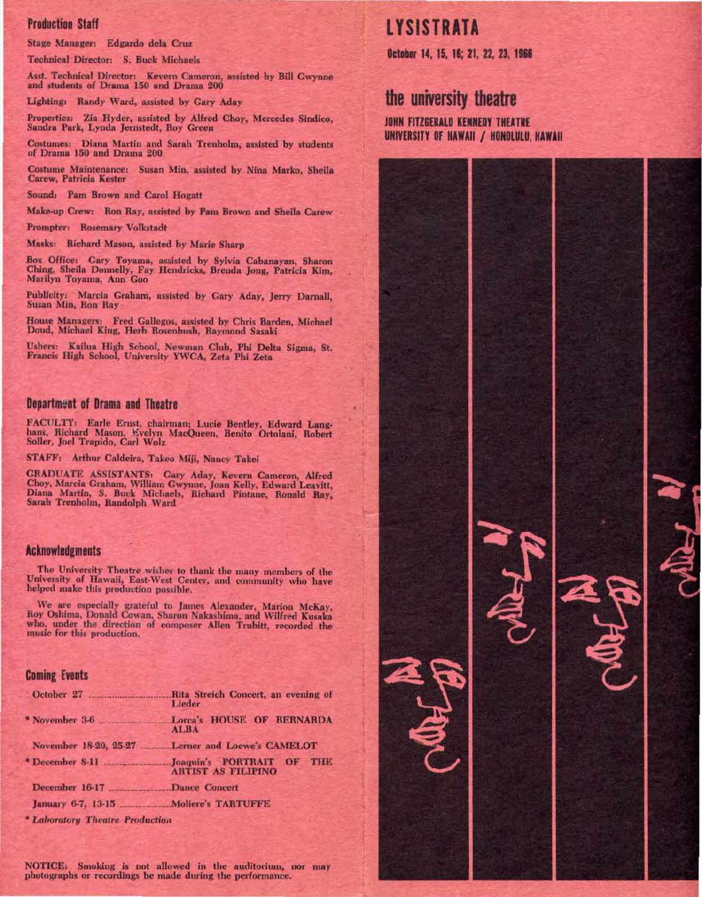## Production Staff

Stage Manager: Edgardo dela Cruz

Technical Director: S. Buck Michaels

Asst. Technical Director: Kevern Cameron, assisted by Bill Gwynne and students of Drama 150 and Drama 200

Lighting: Randy Ward, assisted by Gary Aday

Properties: Zia Hyder, assisted by Alfred Choy, Mercedes Sindico, Sandra Park, Lynda Jernstedt, Roy Green

Costumes: Diana Martin and Sarah Trenholm, assisted by students of Drama 150 and Drama 200

Costume Maintenance: Susan Min, assisted by Nina Marko, Sheila Carew, Patricia Kester

Sound: Pam Brown and Carol Hogatt

Make-up Crew: Ron Ray, assisted by Pam Brown and Sheila Carew

Prompter: Rosemary Volkstadt

Masks: Richard Mason, assisted by Marie Sharp

Box Office: Cary Toyama, assisted by Sylvia Cabanayan, Sharon Ching, Sheila Donnelly, Fay Hendricks, Brenda Jong, Patricia Kim, Marilyn Toyama, Ann Goo

Publicity: Marcia Graham, assisted by Gary Aday, Jerry Darnall, Susan Min, Ron Ray

House Managers: Fred Gallegos, assisted by Chris Barden, Michael Doud, Michael King, Herb Rosenbush, Raymond Sasaki

Ushers: Kailua High School, Newman Club, Phi Delta Sigma, St. Francis High School, University YWCA, Zeta Phi Zeta

## Department of Drama and Theatre

FACULTY: Earle Ernst, chairman; Lucie Bentley, Edward Langhans, Richard Mason, Evelyn MacQueen, Benito Ortolani, Robert Soller, Joel Trapido, Carl Wolz

STAFF: Arthur Caldeira, Takeo Miji, Nancy Takei

GRADUATE ASSISTANTS: Gary Aday, Kevern Cameron, Alfred Choy, Marcia Graham, William Gwynne, Joan Kelly, Edward Leavitt, Diana Martin, S. Buck Michaels, Richard Pintane, Ronald Ray, Sarah Trenholm, Randolph Ward

## Acknowledgments

The University Theatre wishes to thank the many members of the University of Hawaii, East-West Center, and community who have helped make this production possible.

We are especially grateful to James Alexander, Marion McKay, Roy Oshima, Donald Cowan, Sharon Nakashima, and Wilfred Kusaka who, under the direction of composer Allen Trubitt, recorded the music for this production.

## Coming Events

| Date | Event |
|---|---|
| October 27 | Rita Streich Concert, an evening of Lieder |
| * November 3-6 | Lorca's HOUSE OF BERNARDA ALBA |
| November 18-20, 25-27 | Lerner and Loewe's CAMELOT |
| * December 8-11 | Joaquin's PORTRAIT OF THE ARTIST AS FILIPINO |
| December 16-17 | Dance Concert |
| January 6-7, 13-15 | Moliere's TARTUFFE |

*\* Laboratory Theatre Production*

NOTICE: Smoking is not allowed in the auditorium, nor may photographs or recordings be made during the performance.

# LYSISTRATA

**October 14, 15, 16; 21, 22, 23, 1966**

## the university theatre

**JOHN FITZGERALD KENNEDY THEATRE**
**UNIVERSITY OF HAWAII / HONOLULU, HAWAII**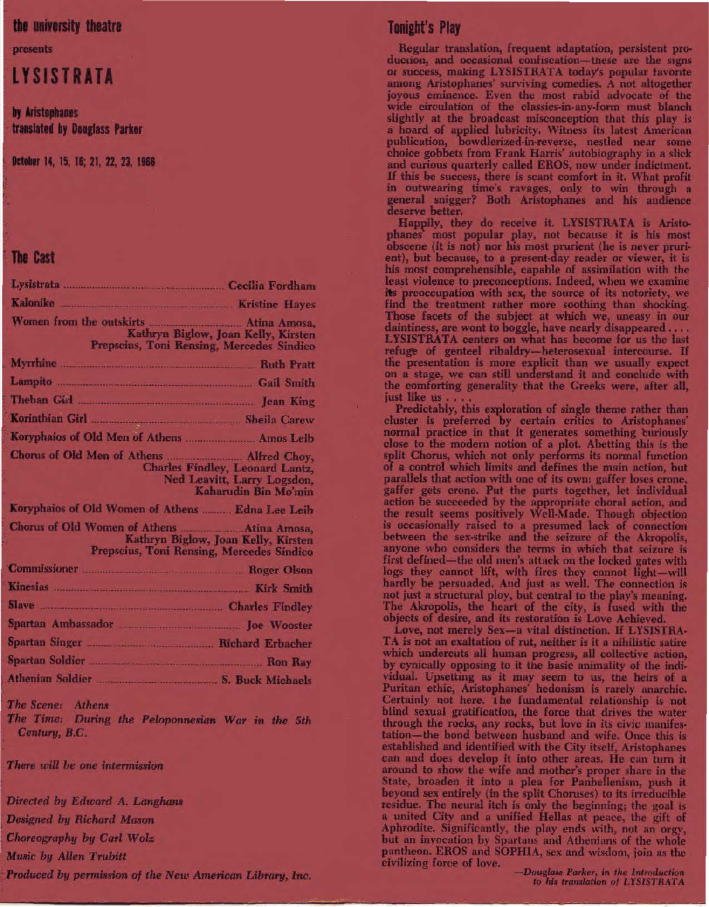**the university theatre**

presents

# LYSISTRATA

**by Aristophanes**
**translated by Douglass Parker**

**October 14, 15, 16; 21, 22, 23, 1966**

## The Cast

| | |
|---|---|
| Lysistrata | Cecilia Fordham |
| Kalonike | Kristine Hayes |
| Women from the outskirts | Atina Amosa, Kathryn Biglow, Joan Kelly, Kirsten Prepscius, Toni Rensing, Mercedes Sindico |
| Myrrhine | Ruth Pratt |
| Lampito | Gail Smith |
| Theban Girl | Jean King |
| Korinthian Girl | Sheila Carew |
| Koryphaios of Old Men of Athens | Amos Leib |
| Chorus of Old Men of Athens | Alfred Choy, Charles Findley, Leonard Lantz, Ned Leavitt, Larry Logsdon, Kaharudin Bin Mo'min |
| Koryphaios of Old Women of Athens | Edna Lee Leib |
| Chorus of Old Women of Athens | Atina Amosa, Kathryn Biglow, Joan Kelly, Kirsten Prepscius, Toni Rensing, Mercedes Sindico |
| Commissioner | Roger Olson |
| Kinesias | Kirk Smith |
| Slave | Charles Findley |
| Spartan Ambassador | Joe Wooster |
| Spartan Singer | Richard Erbacher |
| Spartan Soldier | Ron Ray |
| Athenian Soldier | S. Buck Michaels |

*The Scene: Athens*

*The Time: During the Peloponnesian War in the 5th Century, B.C.*

*There will be one intermission*

*Directed by Edward A. Langhans*

*Designed by Richard Mason*

*Choreography by Carl Wolz*

*Music by Allen Trubitt*

*Produced by permission of the New American Library, Inc.*

## Tonight's Play

Regular translation, frequent adaptation, persistent production, and occasional confiscation—these are the signs of success, making LYSISTRATA today's popular favorite among Aristophanes' surviving comedies. A not altogether joyous eminence. Even the most rabid advocate of the wide circulation of the classics-in-any-form must blanch slightly at the broadcast misconception that this play is a hoard of applied lubricity. Witness its latest American publication, bowdlerized-in-reverse, nestled near some choice gobbets from Frank Harris' autobiography in a slick and curious quarterly called EROS, now under indictment. If this be success, there is scant comfort in it. What profit in outwearing time's ravages, only to win through a general snigger? Both Aristophanes and his audience deserve better.

Happily, they do receive it. LYSISTRATA is Aristophanes' most popular play, not because it is his most obscene (it is not) nor his most prurient (he is never prurient), but because, to a present-day reader or viewer, it is his most comprehensible, capable of assimilation with the least violence to preconceptions. Indeed, when we examine its preoccupation with sex, the source of its notoriety, we find the treatment rather more soothing than shocking. Those facets of the subject at which we, uneasy in our daintiness, are wont to boggle, have nearly disappeared . . . . LYSISTRATA centers on what has become for us the last refuge of genteel ribaldry—heterosexual intercourse. If the presentation is more explicit than we usually expect on a stage, we can still understand it and conclude with the comforting generality that the Greeks were, after all, just like us . . . .

Predictably, this exploration of single theme rather than cluster is preferred by certain critics to Aristophanes' normal practice in that it generates something curiously close to the modern notion of a plot. Abetting this is the split Chorus, which not only performs its normal function of a control which limits and defines the main action, but parallels that action with one of its own: gaffer loses crone, gaffer gets crone. Put the parts together, let individual action be succeeded by the appropriate choral action, and the result seems positively Well-Made. Though objection is occasionally raised to a presumed lack of connection between the sex-strike and the seizure of the Akropolis, anyone who considers the terms in which that seizure is first defined—the old men's attack on the locked gates with logs they cannot lift, with fires they cannot light—will hardly be persuaded. And just as well. The connection is not just a structural ploy, but central to the play's meaning. The Akropolis, the heart of the city, is fused with the objects of desire, and its restoration is Love Achieved.

Love, not merely Sex—a vital distinction. If LYSISTRATA is not an exaltation of rut, neither is it a nihilistic satire which undercuts all human progress, all collective action, by cynically opposing to it the basic animality of the individual. Upsetting as it may seem to us, the heirs of a Puritan ethic, Aristophanes' hedonism is rarely anarchic. Certainly not here. The fundamental relationship is not blind sexual gratification, the force that drives the water through the rocks, any rocks, but love in its civic manifestation—the bond between husband and wife. Once this is established and identified with the City itself, Aristophanes can and does develop it into other areas. He can turn it around to show the wife and mother's proper share in the State, broaden it into a plea for Panhellenism, push it beyond sex entirely (in the split Choruses) to its irreducible residue. The neural itch is only the beginning; the goal is a united City and a unified Hellas at peace, the gift of Aphrodite. Significantly, the play ends with, not an orgy, but an invocation by Spartans and Athenians of the whole pantheon. EROS and SOPHIA, sex and wisdom, join as the civilizing force of love.

—*Douglass Parker, in the Introduction to his translation of LYSISTRATA*